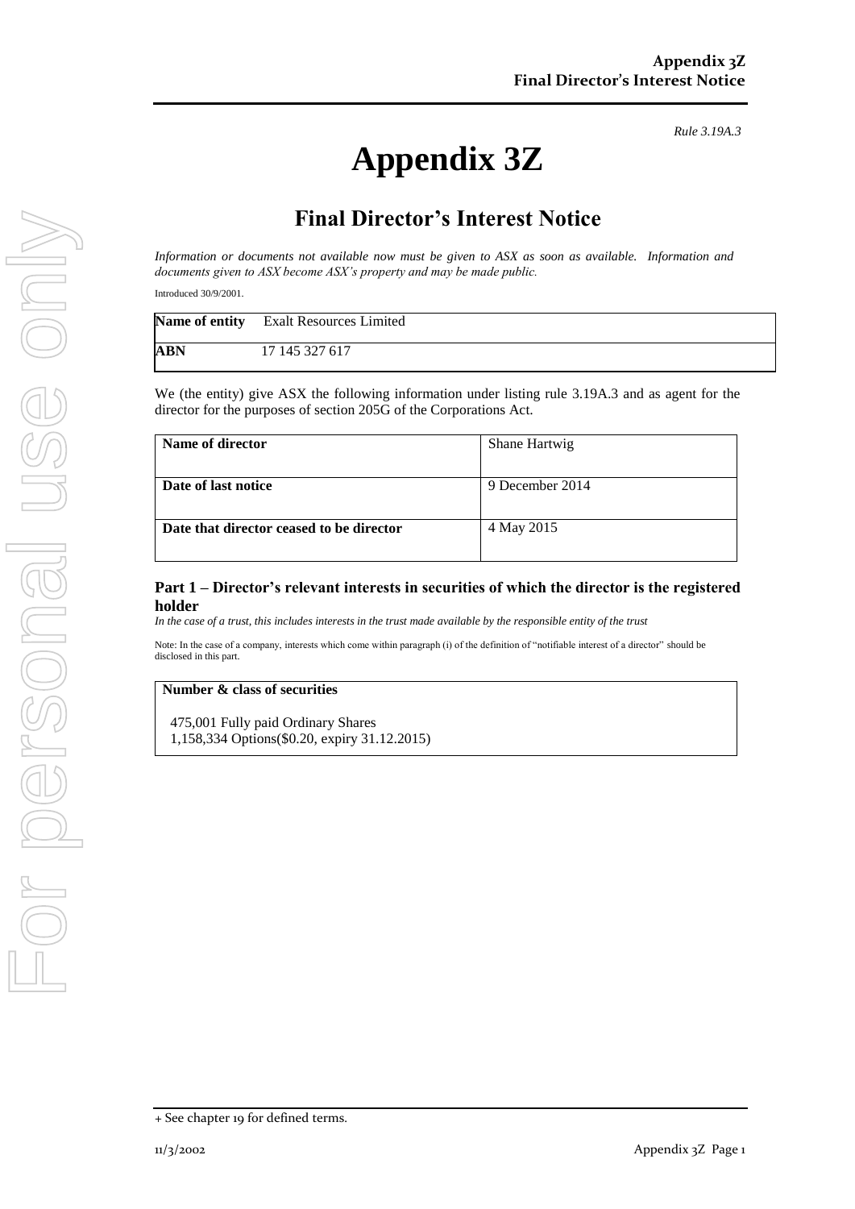*Rule 3.19A.3*

# Appendix 3Z

## Final Director's Interest Notice

*Information or documents not available now must be given to ASX as soon as available. Information and documents given to ASX become ASX's property and may be made public.*

Introduced 30/9/2001.

| Name of entity | Exalt Resources Limited |
|---|---|
| ABN | 17 145 327 617 |

We (the entity) give ASX the following information under listing rule 3.19A.3 and as agent for the director for the purposes of section 205G of the Corporations Act.

| Name of director | Shane Hartwig |
|---|---|
| Date of last notice | 9 December 2014 |
| Date that director ceased to be director | 4 May 2015 |

### Part 1 – Director's relevant interests in securities of which the director is the registered holder

*In the case of a trust, this includes interests in the trust made available by the responsible entity of the trust*

Note: In the case of a company, interests which come within paragraph (i) of the definition of "notifiable interest of a director" should be disclosed in this part.

| Number & class of securities |
|---|
| 475,001 Fully paid Ordinary Shares<br>1,158,334 Options($0.20, expiry 31.12.2015) |

+ See chapter 19 for defined terms.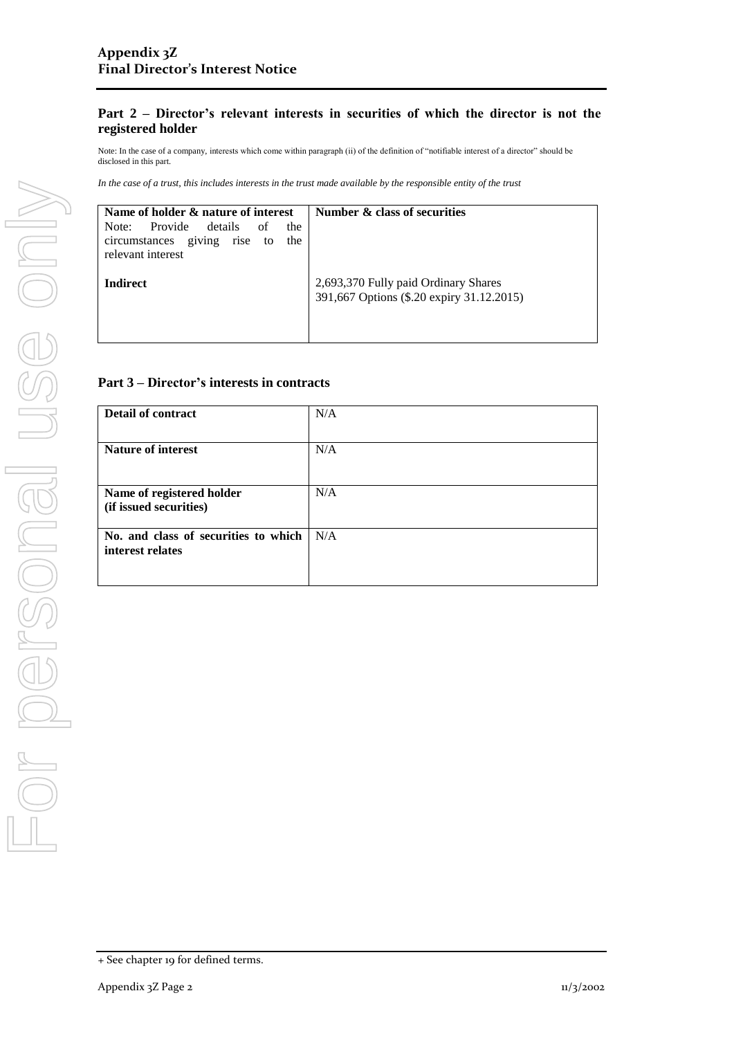## Part 2 – Director's relevant interests in securities of which the director is not the registered holder

Note: In the case of a company, interests which come within paragraph (ii) of the definition of "notifiable interest of a director" should be disclosed in this part.

*In the case of a trust, this includes interests in the trust made available by the responsible entity of the trust*

| **Name of holder & nature of interest** Note: Provide details of the circumstances giving rise to the relevant interest | **Number & class of securities** |
|---|---|
| **Indirect** | 2,693,370 Fully paid Ordinary Shares<br>391,667 Options ($.20 expiry 31.12.2015) |

## Part 3 – Director's interests in contracts

| | |
|---|---|
| **Detail of contract** | N/A |
| **Nature of interest** | N/A |
| **Name of registered holder (if issued securities)** | N/A |
| **No. and class of securities to which interest relates** | N/A |

+ See chapter 19 for defined terms.